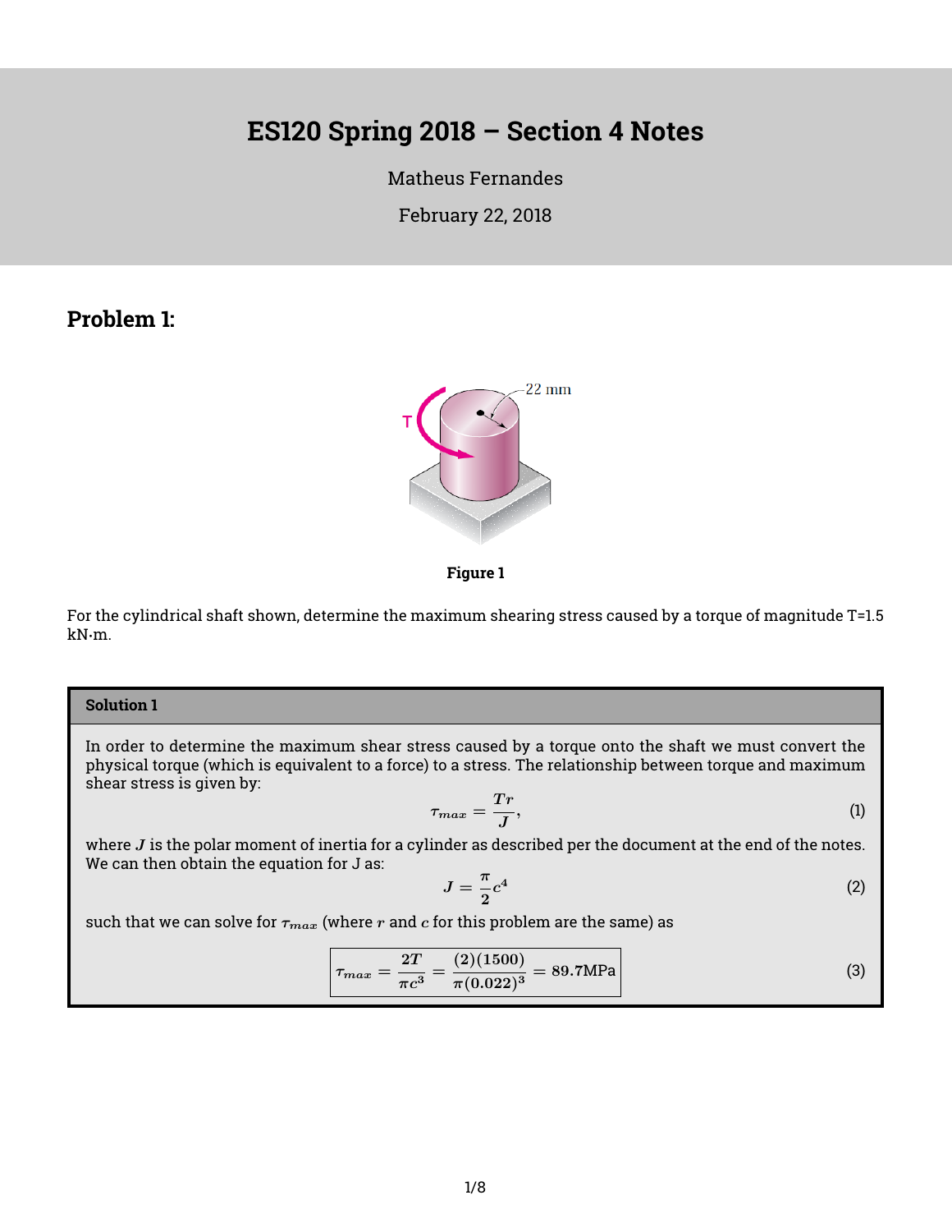# ES120 Spring 2018 – Section 4 Notes

Matheus Fernandes

February 22, 2018

## Problem 1:

Figure 1

For the cylindrical shaft shown, determine the maximum shearing stress caused by a torque of magnitude T=1.5 kN·m.

**Solution 1**

In order to determine the maximum shear stress caused by a torque onto the shaft we must convert the physical torque (which is equivalent to a force) to a stress. The relationship between torque and maximum shear stress is given by:

$$\tau_{max} = \frac{Tr}{J}, \tag{1}$$

where $J$ is the polar moment of inertia for a cylinder as described per the document at the end of the notes. We can then obtain the equation for J as:

$$J = \frac{\pi}{2}c^4 \tag{2}$$

such that we can solve for $\tau_{max}$ (where $r$ and $c$ for this problem are the same) as

$$\boxed{\tau_{max} = \frac{2T}{\pi c^3} = \frac{(2)(1500)}{\pi(0.022)^3} = 89.7\text{MPa}} \tag{3}$$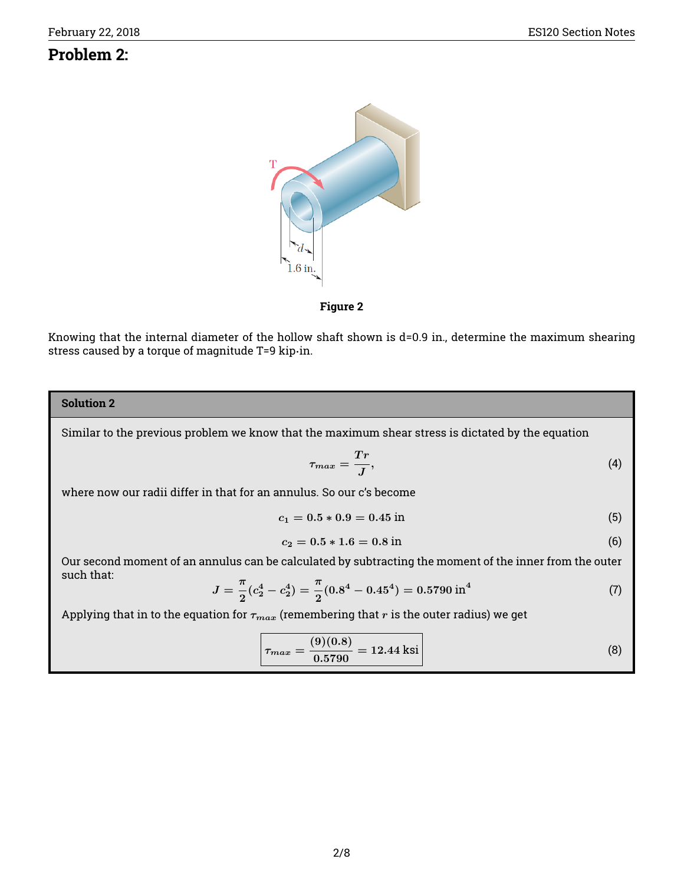## Problem 2:

**Figure 2**

Knowing that the internal diameter of the hollow shaft shown is d=0.9 in., determine the maximum shearing stress caused by a torque of magnitude T=9 kip·in.

### Solution 2

Similar to the previous problem we know that the maximum shear stress is dictated by the equation

$$\tau_{max} = \frac{Tr}{J}, \tag{4}$$

where now our radii differ in that for an annulus. So our c's become

$$c_1 = 0.5 * 0.9 = 0.45 \text{ in} \tag{5}$$

$$c_2 = 0.5 * 1.6 = 0.8 \text{ in} \tag{6}$$

Our second moment of an annulus can be calculated by subtracting the moment of the inner from the outer such that:

$$J = \frac{\pi}{2}(c_2^4 - c_2^4) = \frac{\pi}{2}(0.8^4 - 0.45^4) = 0.5790 \text{ in}^4 \tag{7}$$

Applying that in to the equation for $\tau_{max}$ (remembering that $r$ is the outer radius) we get

$$\boxed{\tau_{max} = \frac{(9)(0.8)}{0.5790} = 12.44 \text{ ksi}} \tag{8}$$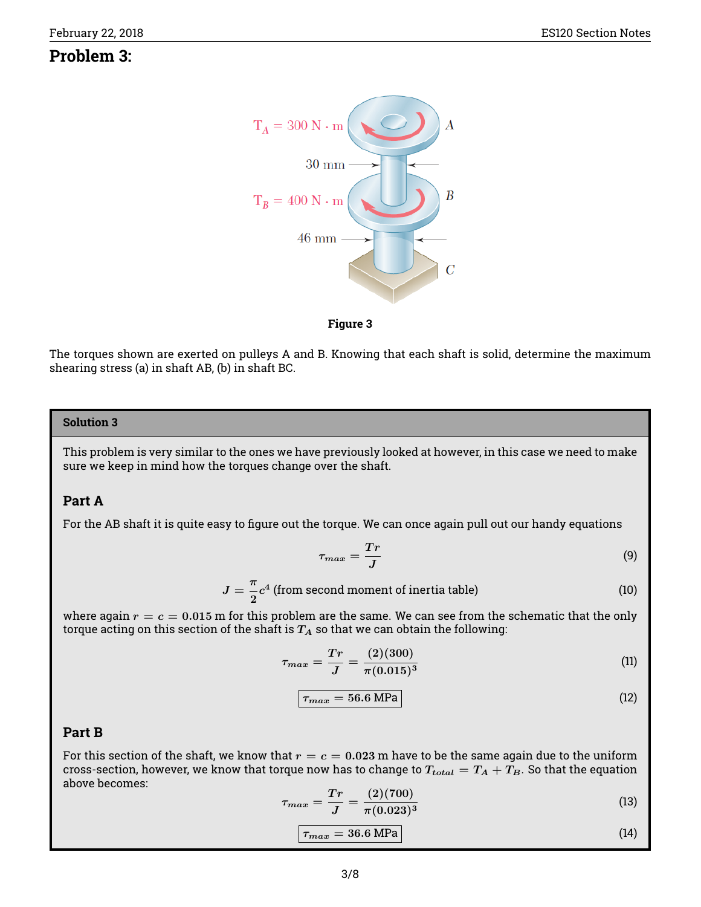## Problem 3:

Figure 3

The torques shown are exerted on pulleys A and B. Knowing that each shaft is solid, determine the maximum shearing stress (a) in shaft AB, (b) in shaft BC.

### Solution 3

This problem is very similar to the ones we have previously looked at however, in this case we need to make sure we keep in mind how the torques change over the shaft.

#### Part A

For the AB shaft it is quite easy to figure out the torque. We can once again pull out our handy equations

$$\tau_{max} = \frac{Tr}{J} \tag{9}$$

$$J = \frac{\pi}{2}c^4 \text{ (from second moment of inertia table)} \tag{10}$$

where again $r = c = 0.015$ m for this problem are the same. We can see from the schematic that the only torque acting on this section of the shaft is $T_A$ so that we can obtain the following:

$$\tau_{max} = \frac{Tr}{J} = \frac{(2)(300)}{\pi(0.015)^3} \tag{11}$$

$$\boxed{\tau_{max} = 56.6 \text{ MPa}} \tag{12}$$

#### Part B

For this section of the shaft, we know that $r = c = 0.023$ m have to be the same again due to the uniform cross-section, however, we know that torque now has to change to $T_{total} = T_A + T_B$. So that the equation above becomes:

$$\tau_{max} = \frac{Tr}{J} = \frac{(2)(700)}{\pi(0.023)^3} \tag{13}$$

$$\boxed{\tau_{max} = 36.6 \text{ MPa}} \tag{14}$$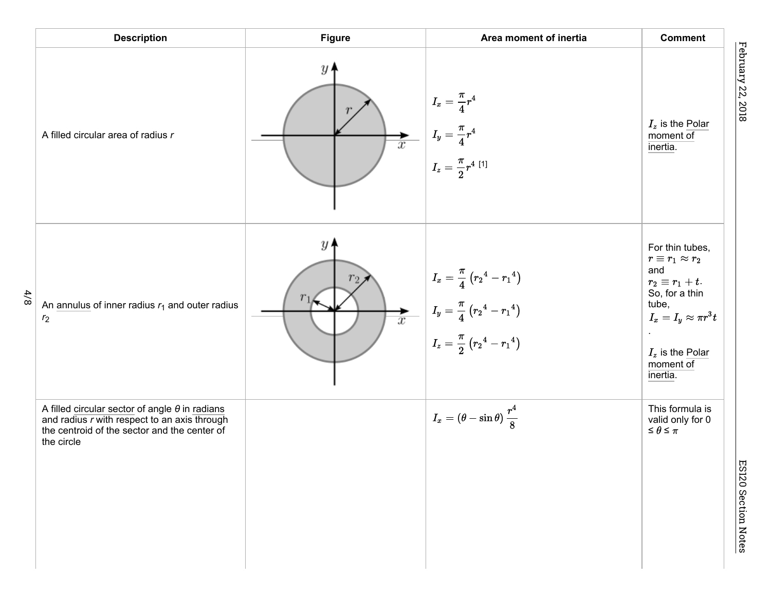| Description | Figure | Area moment of inertia | Comment |
|---|---|---|---|
| A filled circular area of radius $r$ | | $I_x = \frac{\pi}{4} r^4$<br>$I_y = \frac{\pi}{4} r^4$<br>$I_z = \frac{\pi}{2} r^4$ [1] | $I_z$ is the Polar moment of inertia. |
| An annulus of inner radius $r_1$ and outer radius $r_2$ | | $I_x = \frac{\pi}{4} \left({r_2}^4 - {r_1}^4\right)$<br>$I_y = \frac{\pi}{4} \left({r_2}^4 - {r_1}^4\right)$<br>$I_z = \frac{\pi}{2} \left({r_2}^4 - {r_1}^4\right)$ | For thin tubes, $r \equiv r_1 \approx r_2$ and $r_2 \equiv r_1 + t$. So, for a thin tube, $I_x = I_y \approx \pi r^3 t$.<br><br>$I_z$ is the Polar moment of inertia. |
| A filled circular sector of angle $\theta$ in radians and radius $r$ with respect to an axis through the centroid of the sector and the center of the circle | | $I_x = \left(\theta - \sin\theta\right) \frac{r^4}{8}$ | This formula is valid only for $0 \leq \theta \leq \pi$ |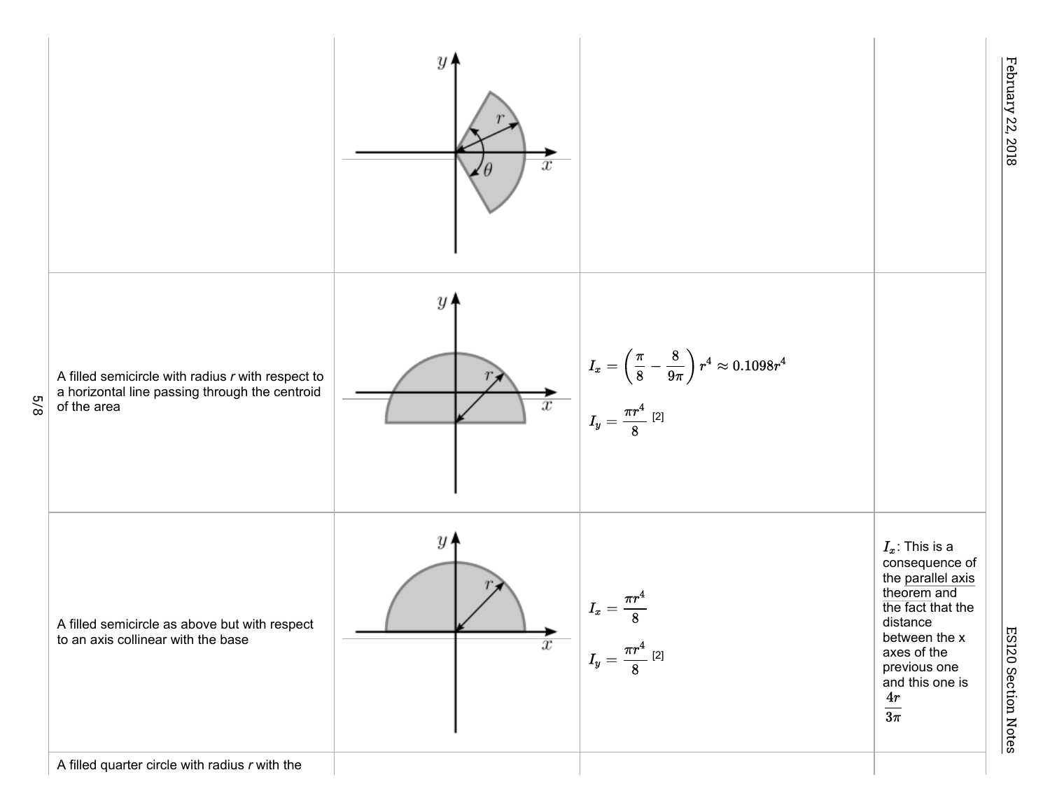| | | | |
|---|---|---|---|
| | | | |
| A filled semicircle with radius *r* with respect to a horizontal line passing through the centroid of the area | | $I_x = \left(\frac{\pi}{8} - \frac{8}{9\pi}\right) r^4 \approx 0.1098r^4$<br><br>$I_y = \frac{\pi r^4}{8}$ [2] | |
| A filled semicircle as above but with respect to an axis collinear with the base | | $I_x = \frac{\pi r^4}{8}$<br><br>$I_y = \frac{\pi r^4}{8}$ [2] | $I_x$: This is a consequence of the parallel axis theorem and the fact that the distance between the x axes of the previous one and this one is $\frac{4r}{3\pi}$ |
| A filled quarter circle with radius *r* with the | | | |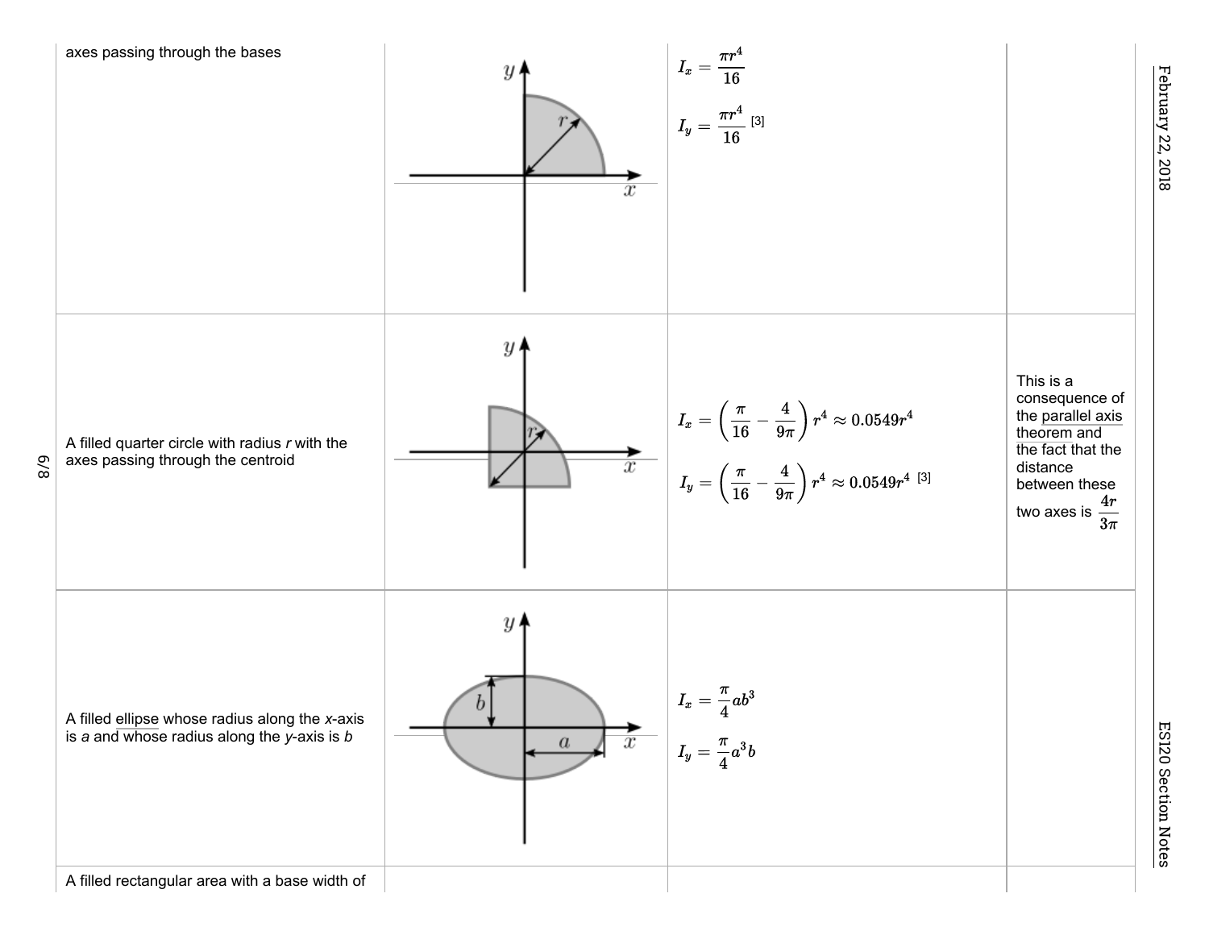| | | | |
|---|---|---|---|
| axes passing through the bases | | $I_x = \frac{\pi r^4}{16}$<br><br>$I_y = \frac{\pi r^4}{16}$ [3] | |
| A filled quarter circle with radius *r* with the axes passing through the centroid | | $I_x = \left(\frac{\pi}{16} - \frac{4}{9\pi}\right) r^4 \approx 0.0549 r^4$<br><br>$I_y = \left(\frac{\pi}{16} - \frac{4}{9\pi}\right) r^4 \approx 0.0549 r^4$ [3] | This is a consequence of the parallel axis theorem and the fact that the distance between these two axes is $\frac{4r}{3\pi}$ |
| A filled ellipse whose radius along the *x*-axis is *a* and whose radius along the *y*-axis is *b* | | $I_x = \frac{\pi}{4} a b^3$<br><br>$I_y = \frac{\pi}{4} a^3 b$ | |
| A filled rectangular area with a base width of | | | |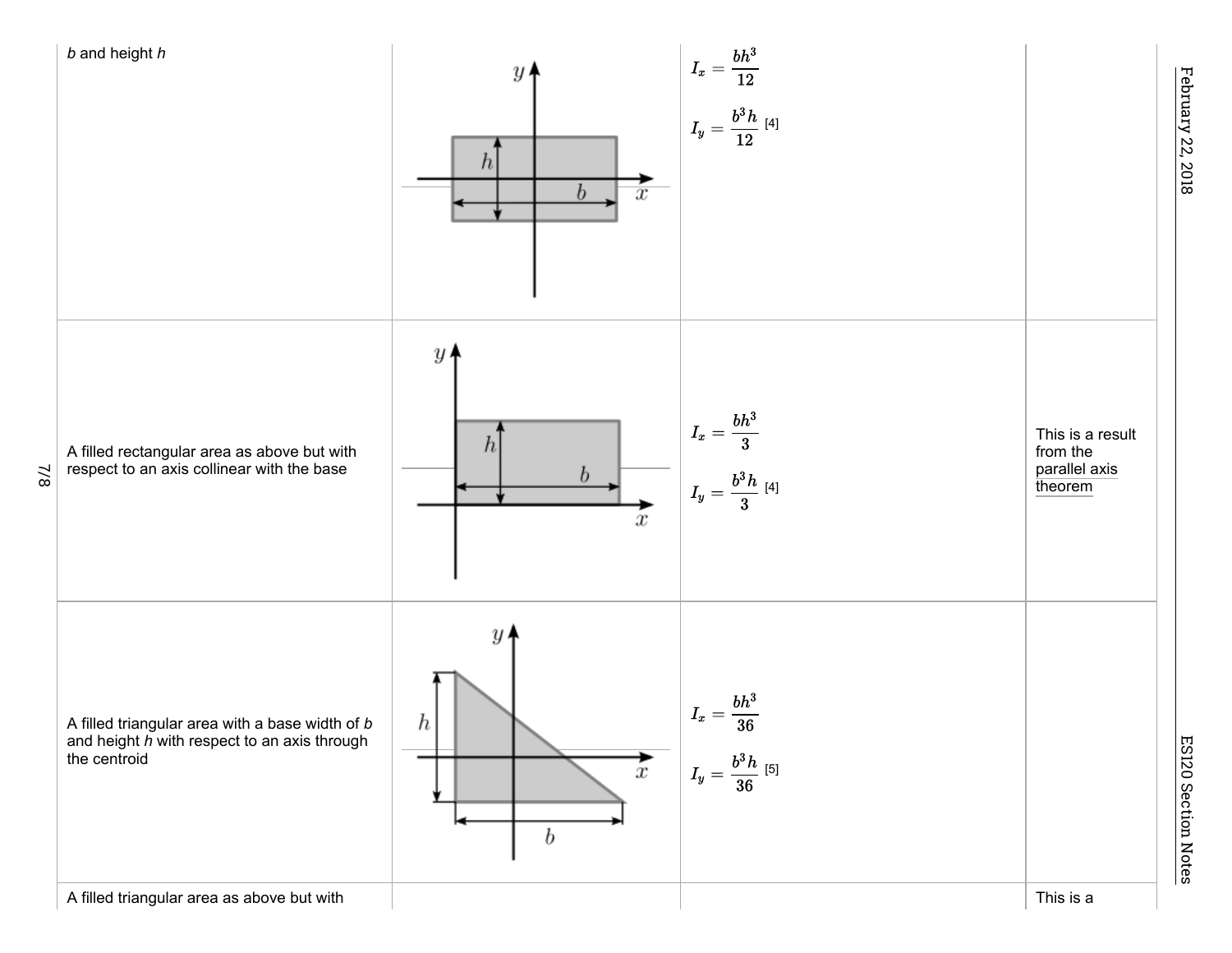| | | | |
|---|---|---|---|
| b and height h | | $I_x = \frac{bh^3}{12}$<br>$I_y = \frac{b^3h}{12}$ [4] | |
| A filled rectangular area as above but with respect to an axis collinear with the base | | $I_x = \frac{bh^3}{3}$<br>$I_y = \frac{b^3h}{3}$ [4] | This is a result from the parallel axis theorem |
| A filled triangular area with a base width of b and height h with respect to an axis through the centroid | | $I_x = \frac{bh^3}{36}$<br>$I_y = \frac{b^3h}{36}$ [5] | |
| A filled triangular area as above but with | | | This is a |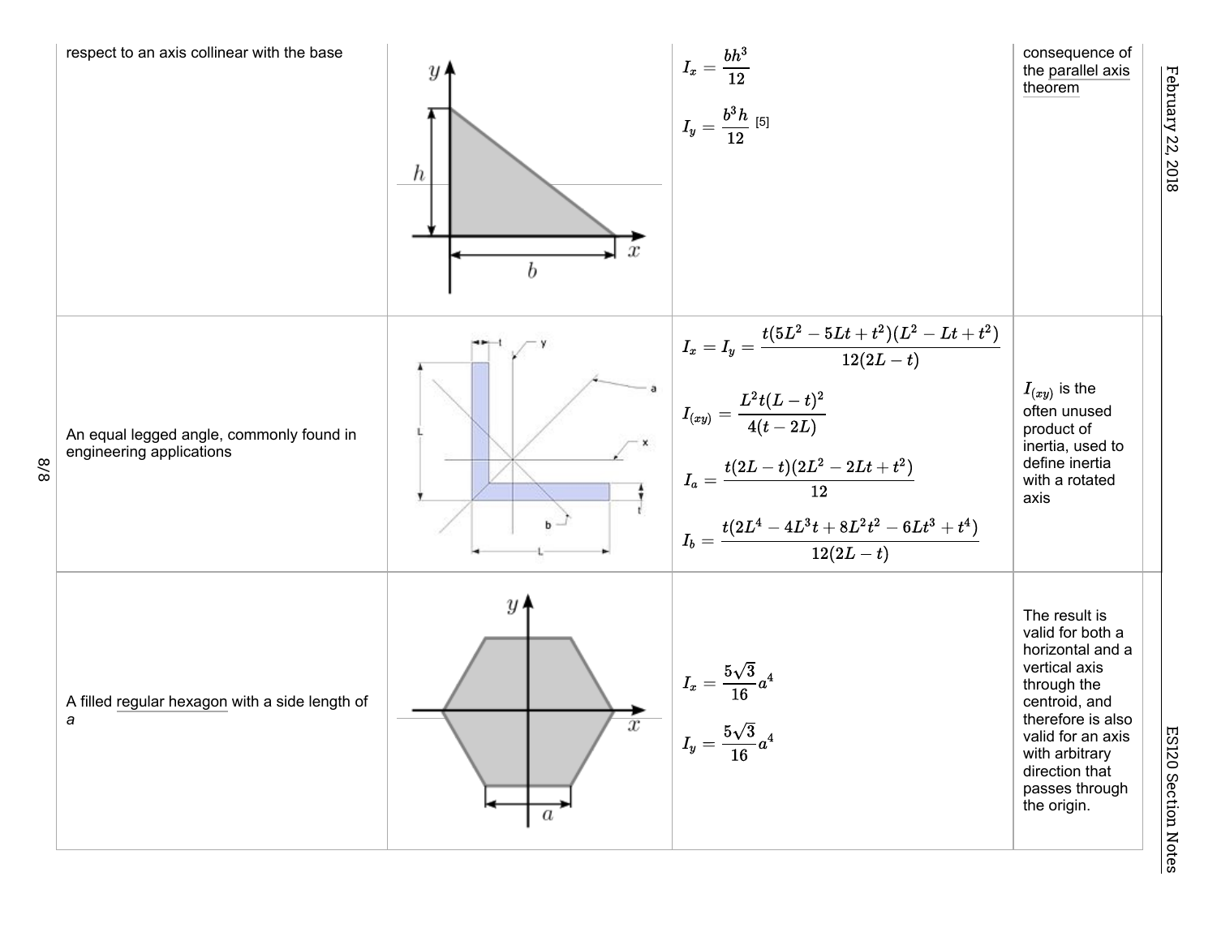| | | | |
|---|---|---|---|
| respect to an axis collinear with the base | | $I_x = \frac{bh^3}{12}$<br><br>$I_y = \frac{b^3 h}{12}$ [5] | consequence of the parallel axis theorem |
| An equal legged angle, commonly found in engineering applications | | $I_x = I_y = \frac{t(5L^2 - 5Lt + t^2)(L^2 - Lt + t^2)}{12(2L - t)}$<br><br>$I_{(xy)} = \frac{L^2 t(L-t)^2}{4(t-2L)}$<br><br>$I_a = \frac{t(2L-t)(2L^2 - 2Lt + t^2)}{12}$<br><br>$I_b = \frac{t(2L^4 - 4L^3 t + 8L^2 t^2 - 6Lt^3 + t^4)}{12(2L-t)}$ | $I_{(xy)}$ is the often unused product of inertia, used to define inertia with a rotated axis |
| A filled regular hexagon with a side length of *a* | | $I_x = \frac{5\sqrt{3}}{16} a^4$<br><br>$I_y = \frac{5\sqrt{3}}{16} a^4$ | The result is valid for both a horizontal and a vertical axis through the centroid, and therefore is also valid for an axis with arbitrary direction that passes through the origin. |